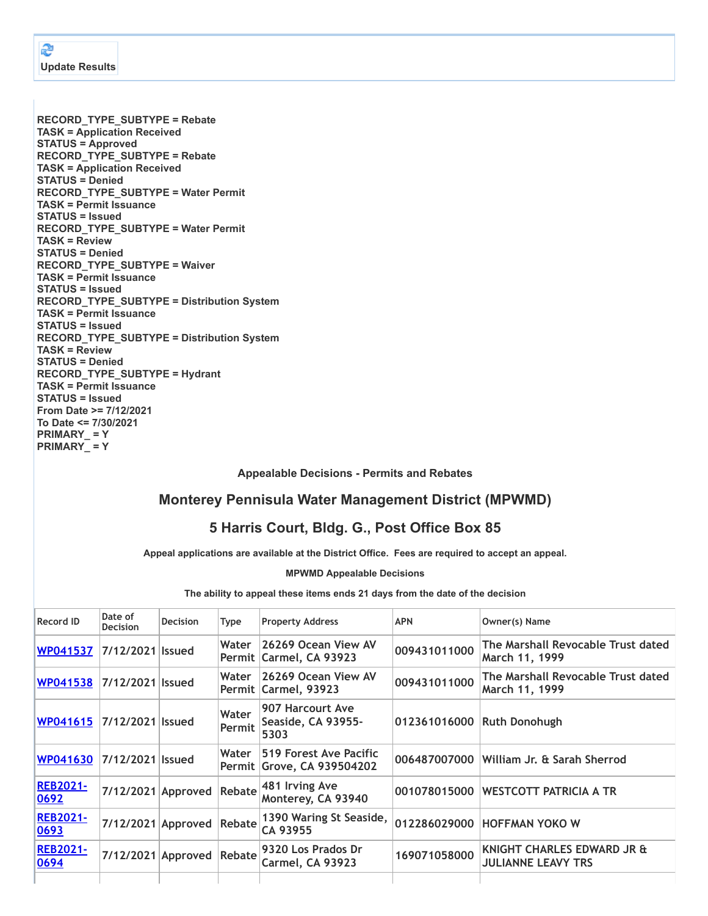**Update Results**

**RECORD_TYPE_SUBTYPE = Rebate**
**TASK = Application Received**
**STATUS = Approved**
**RECORD_TYPE_SUBTYPE = Rebate**
**TASK = Application Received**
**STATUS = Denied**
**RECORD_TYPE_SUBTYPE = Water Permit**
**TASK = Permit Issuance**
**STATUS = Issued**
**RECORD_TYPE_SUBTYPE = Water Permit**
**TASK = Review**
**STATUS = Denied**
**RECORD_TYPE_SUBTYPE = Waiver**
**TASK = Permit Issuance**
**STATUS = Issued**
**RECORD_TYPE_SUBTYPE = Distribution System**
**TASK = Permit Issuance**
**STATUS = Issued**
**RECORD_TYPE_SUBTYPE = Distribution System**
**TASK = Review**
**STATUS = Denied**
**RECORD_TYPE_SUBTYPE = Hydrant**
**TASK = Permit Issuance**
**STATUS = Issued**
**From Date >= 7/12/2021**
**To Date <= 7/30/2021**
**PRIMARY_ = Y**
**PRIMARY_ = Y**

**Appealable Decisions - Permits and Rebates**

## Monterey Pennisula Water Management District (MPWMD)

## 5 Harris Court, Bldg. G., Post Office Box 85

**Appeal applications are available at the District Office. Fees are required to accept an appeal.**

**MPWMD Appealable Decisions**

**The ability to appeal these items ends 21 days from the date of the decision**

| Record ID | Date of Decision | Decision | Type | Property Address | APN | Owner(s) Name |
|---|---|---|---|---|---|---|
| WP041537 | 7/12/2021 | Issued | Water Permit | 26269 Ocean View AV Carmel, CA 93923 | 009431011000 | The Marshall Revocable Trust dated March 11, 1999 |
| WP041538 | 7/12/2021 | Issued | Water Permit | 26269 Ocean View AV Carmel, 93923 | 009431011000 | The Marshall Revocable Trust dated March 11, 1999 |
| WP041615 | 7/12/2021 | Issued | Water Permit | 907 Harcourt Ave Seaside, CA 93955-5303 | 012361016000 | Ruth Donohugh |
| WP041630 | 7/12/2021 | Issued | Water Permit | 519 Forest Ave Pacific Grove, CA 939504202 | 006487007000 | William Jr. & Sarah Sherrod |
| REB2021-0692 | 7/12/2021 | Approved | Rebate | 481 Irving Ave Monterey, CA 93940 | 001078015000 | WESTCOTT PATRICIA A TR |
| REB2021-0693 | 7/12/2021 | Approved | Rebate | 1390 Waring St Seaside, CA 93955 | 012286029000 | HOFFMAN YOKO W |
| REB2021-0694 | 7/12/2021 | Approved | Rebate | 9320 Los Prados Dr Carmel, CA 93923 | 169071058000 | KNIGHT CHARLES EDWARD JR & JULIANNE LEAVY TRS |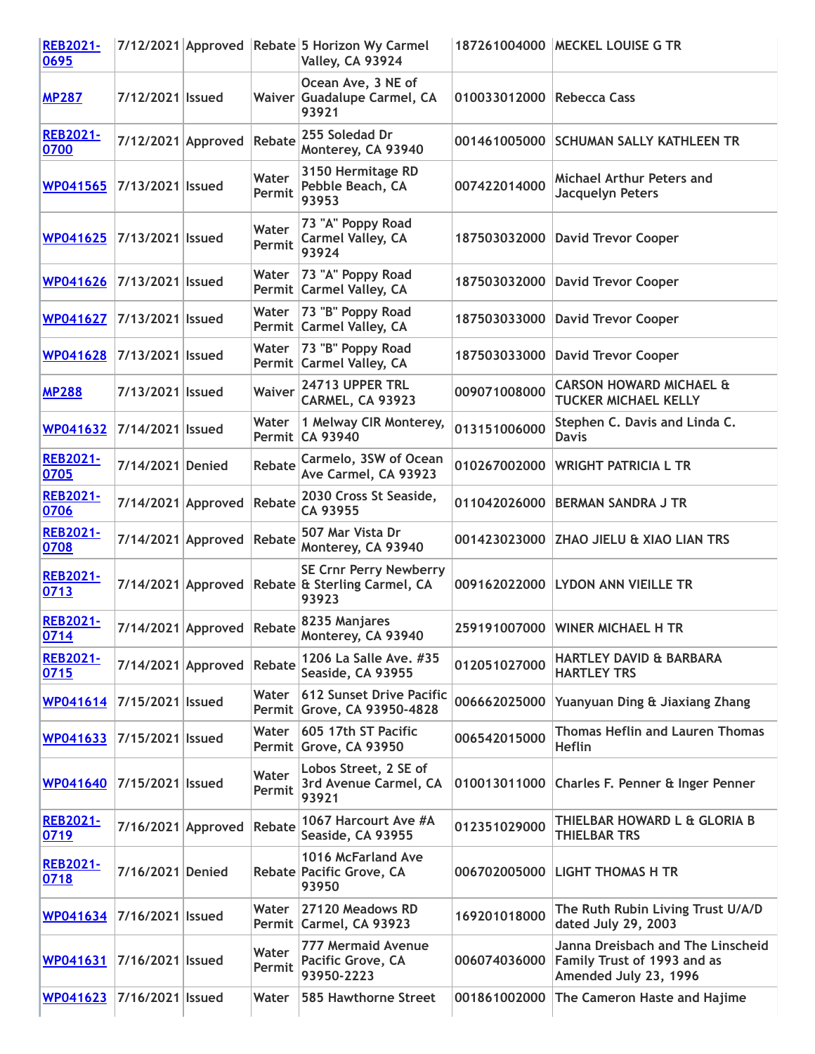| [REB2021-0695]() | 7/12/2021 | Approved | Rebate | 5 Horizon Wy Carmel Valley, CA 93924 | 187261004000 | MECKEL LOUISE G TR |
|---|---|---|---|---|---|---|
| [MP287]() | 7/12/2021 | Issued | Waiver | Ocean Ave, 3 NE of Guadalupe Carmel, CA 93921 | 010033012000 | Rebecca Cass |
| [REB2021-0700]() | 7/12/2021 | Approved | Rebate | 255 Soledad Dr Monterey, CA 93940 | 001461005000 | SCHUMAN SALLY KATHLEEN TR |
| [WP041565]() | 7/13/2021 | Issued | Water Permit | 3150 Hermitage RD Pebble Beach, CA 93953 | 007422014000 | Michael Arthur Peters and Jacquelyn Peters |
| [WP041625]() | 7/13/2021 | Issued | Water Permit | 73 "A" Poppy Road Carmel Valley, CA 93924 | 187503032000 | David Trevor Cooper |
| [WP041626]() | 7/13/2021 | Issued | Water Permit | 73 "A" Poppy Road Carmel Valley, CA | 187503032000 | David Trevor Cooper |
| [WP041627]() | 7/13/2021 | Issued | Water Permit | 73 "B" Poppy Road Carmel Valley, CA | 187503033000 | David Trevor Cooper |
| [WP041628]() | 7/13/2021 | Issued | Water Permit | 73 "B" Poppy Road Carmel Valley, CA | 187503033000 | David Trevor Cooper |
| [MP288]() | 7/13/2021 | Issued | Waiver | 24713 UPPER TRL CARMEL, CA 93923 | 009071008000 | CARSON HOWARD MICHAEL & TUCKER MICHAEL KELLY |
| [WP041632]() | 7/14/2021 | Issued | Water Permit | 1 Melway CIR Monterey, CA 93940 | 013151006000 | Stephen C. Davis and Linda C. Davis |
| [REB2021-0705]() | 7/14/2021 | Denied | Rebate | Carmelo, 3SW of Ocean Ave Carmel, CA 93923 | 010267002000 | WRIGHT PATRICIA L TR |
| [REB2021-0706]() | 7/14/2021 | Approved | Rebate | 2030 Cross St Seaside, CA 93955 | 011042026000 | BERMAN SANDRA J TR |
| [REB2021-0708]() | 7/14/2021 | Approved | Rebate | 507 Mar Vista Dr Monterey, CA 93940 | 001423023000 | ZHAO JIELU & XIAO LIAN TRS |
| [REB2021-0713]() | 7/14/2021 | Approved | Rebate | SE Crnr Perry Newberry & Sterling Carmel, CA 93923 | 009162022000 | LYDON ANN VIEILLE TR |
| [REB2021-0714]() | 7/14/2021 | Approved | Rebate | 8235 Manjares Monterey, CA 93940 | 259191007000 | WINER MICHAEL H TR |
| [REB2021-0715]() | 7/14/2021 | Approved | Rebate | 1206 La Salle Ave. #35 Seaside, CA 93955 | 012051027000 | HARTLEY DAVID & BARBARA HARTLEY TRS |
| [WP041614]() | 7/15/2021 | Issued | Water Permit | 612 Sunset Drive Pacific Grove, CA 93950-4828 | 006662025000 | Yuanyuan Ding & Jiaxiang Zhang |
| [WP041633]() | 7/15/2021 | Issued | Water Permit | 605 17th ST Pacific Grove, CA 93950 | 006542015000 | Thomas Heflin and Lauren Thomas Heflin |
| [WP041640]() | 7/15/2021 | Issued | Water Permit | Lobos Street, 2 SE of 3rd Avenue Carmel, CA 93921 | 010013011000 | Charles F. Penner & Inger Penner |
| [REB2021-0719]() | 7/16/2021 | Approved | Rebate | 1067 Harcourt Ave #A Seaside, CA 93955 | 012351029000 | THIELBAR HOWARD L & GLORIA B THIELBAR TRS |
| [REB2021-0718]() | 7/16/2021 | Denied | Rebate | 1016 McFarland Ave Pacific Grove, CA 93950 | 006702005000 | LIGHT THOMAS H TR |
| [WP041634]() | 7/16/2021 | Issued | Water Permit | 27120 Meadows RD Carmel, CA 93923 | 169201018000 | The Ruth Rubin Living Trust U/A/D dated July 29, 2003 |
| [WP041631]() | 7/16/2021 | Issued | Water Permit | 777 Mermaid Avenue Pacific Grove, CA 93950-2223 | 006074036000 | Janna Dreisbach and The Linscheid Family Trust of 1993 and as Amended July 23, 1996 |
| [WP041623]() | 7/16/2021 | Issued | Water | 585 Hawthorne Street | 001861002000 | The Cameron Haste and Hajime |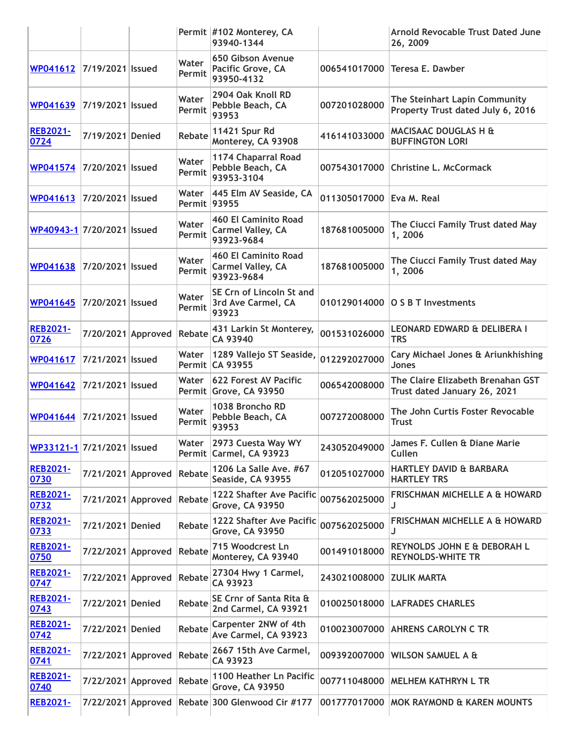| | | | Permit | #102 Monterey, CA 93940-1344 | | Arnold Revocable Trust Dated June 26, 2009 |
|---|---|---|---|---|---|---|
| WP041612 | 7/19/2021 | Issued | Water Permit | 650 Gibson Avenue Pacific Grove, CA 93950-4132 | 006541017000 | Teresa E. Dawber |
| WP041639 | 7/19/2021 | Issued | Water Permit | 2904 Oak Knoll RD Pebble Beach, CA 93953 | 007201028000 | The Steinhart Lapin Community Property Trust dated July 6, 2016 |
| REB2021-0724 | 7/19/2021 | Denied | Rebate | 11421 Spur Rd Monterey, CA 93908 | 416141033000 | MACISAAC DOUGLAS H & BUFFINGTON LORI |
| WP041574 | 7/20/2021 | Issued | Water Permit | 1174 Chaparral Road Pebble Beach, CA 93953-3104 | 007543017000 | Christine L. McCormack |
| WP041613 | 7/20/2021 | Issued | Water Permit | 445 Elm AV Seaside, CA 93955 | 011305017000 | Eva M. Real |
| WP40943-1 | 7/20/2021 | Issued | Water Permit | 460 El Caminito Road Carmel Valley, CA 93923-9684 | 187681005000 | The Ciucci Family Trust dated May 1, 2006 |
| WP041638 | 7/20/2021 | Issued | Water Permit | 460 El Caminito Road Carmel Valley, CA 93923-9684 | 187681005000 | The Ciucci Family Trust dated May 1, 2006 |
| WP041645 | 7/20/2021 | Issued | Water Permit | SE Crn of Lincoln St and 3rd Ave Carmel, CA 93923 | 010129014000 | O S B T Investments |
| REB2021-0726 | 7/20/2021 | Approved | Rebate | 431 Larkin St Monterey, CA 93940 | 001531026000 | LEONARD EDWARD & DELIBERA I TRS |
| WP041617 | 7/21/2021 | Issued | Water Permit | 1289 Vallejo ST Seaside, CA 93955 | 012292027000 | Cary Michael Jones & Ariunkhishing Jones |
| WP041642 | 7/21/2021 | Issued | Water Permit | 622 Forest AV Pacific Grove, CA 93950 | 006542008000 | The Claire Elizabeth Brenahan GST Trust dated January 26, 2021 |
| WP041644 | 7/21/2021 | Issued | Water Permit | 1038 Broncho RD Pebble Beach, CA 93953 | 007272008000 | The John Curtis Foster Revocable Trust |
| WP33121-1 | 7/21/2021 | Issued | Water Permit | 2973 Cuesta Way WY Carmel, CA 93923 | 243052049000 | James F. Cullen & Diane Marie Cullen |
| REB2021-0730 | 7/21/2021 | Approved | Rebate | 1206 La Salle Ave. #67 Seaside, CA 93955 | 012051027000 | HARTLEY DAVID & BARBARA HARTLEY TRS |
| REB2021-0732 | 7/21/2021 | Approved | Rebate | 1222 Shafter Ave Pacific Grove, CA 93950 | 007562025000 | FRISCHMAN MICHELLE A & HOWARD J |
| REB2021-0733 | 7/21/2021 | Denied | Rebate | 1222 Shafter Ave Pacific Grove, CA 93950 | 007562025000 | FRISCHMAN MICHELLE A & HOWARD J |
| REB2021-0750 | 7/22/2021 | Approved | Rebate | 715 Woodcrest Ln Monterey, CA 93940 | 001491018000 | REYNOLDS JOHN E & DEBORAH L REYNOLDS-WHITE TR |
| REB2021-0747 | 7/22/2021 | Approved | Rebate | 27304 Hwy 1 Carmel, CA 93923 | 243021008000 | ZULIK MARTA |
| REB2021-0743 | 7/22/2021 | Denied | Rebate | SE Crnr of Santa Rita & 2nd Carmel, CA 93921 | 010025018000 | LAFRADES CHARLES |
| REB2021-0742 | 7/22/2021 | Denied | Rebate | Carpenter 2NW of 4th Ave Carmel, CA 93923 | 010023007000 | AHRENS CAROLYN C TR |
| REB2021-0741 | 7/22/2021 | Approved | Rebate | 2667 15th Ave Carmel, CA 93923 | 009392007000 | WILSON SAMUEL A & |
| REB2021-0740 | 7/22/2021 | Approved | Rebate | 1100 Heather Ln Pacific Grove, CA 93950 | 007711048000 | MELHEM KATHRYN L TR |
| REB2021- | 7/22/2021 | Approved | Rebate | 300 Glenwood Cir #177 | 001777017000 | MOK RAYMOND & KAREN MOUNTS |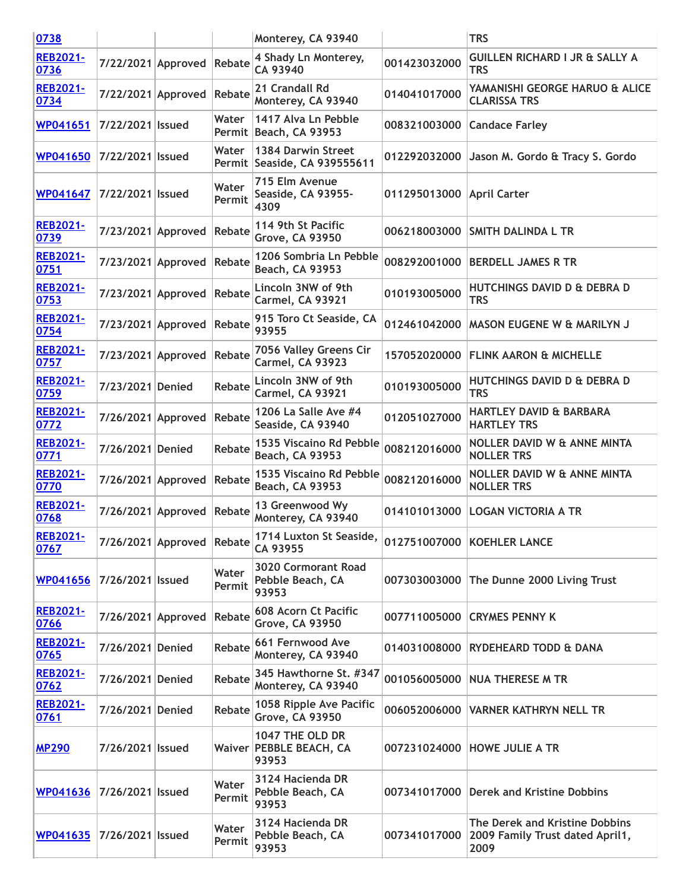| | | | | | | |
|---|---|---|---|---|---|---|
| 0738 | | | | Monterey, CA 93940 | | TRS |
| REB2021-0736 | 7/22/2021 | Approved | Rebate | 4 Shady Ln Monterey, CA 93940 | 001423032000 | GUILLEN RICHARD I JR & SALLY A TRS |
| REB2021-0734 | 7/22/2021 | Approved | Rebate | 21 Crandall Rd Monterey, CA 93940 | 014041017000 | YAMANISHI GEORGE HARUO & ALICE CLARISSA TRS |
| WP041651 | 7/22/2021 | Issued | Water Permit | 1417 Alva Ln Pebble Beach, CA 93953 | 008321003000 | Candace Farley |
| WP041650 | 7/22/2021 | Issued | Water Permit | 1384 Darwin Street Seaside, CA 939555611 | 012292032000 | Jason M. Gordo & Tracy S. Gordo |
| WP041647 | 7/22/2021 | Issued | Water Permit | 715 Elm Avenue Seaside, CA 93955-4309 | 011295013000 | April Carter |
| REB2021-0739 | 7/23/2021 | Approved | Rebate | 114 9th St Pacific Grove, CA 93950 | 006218003000 | SMITH DALINDA L TR |
| REB2021-0751 | 7/23/2021 | Approved | Rebate | 1206 Sombria Ln Pebble Beach, CA 93953 | 008292001000 | BERDELL JAMES R TR |
| REB2021-0753 | 7/23/2021 | Approved | Rebate | Lincoln 3NW of 9th Carmel, CA 93921 | 010193005000 | HUTCHINGS DAVID D & DEBRA D TRS |
| REB2021-0754 | 7/23/2021 | Approved | Rebate | 915 Toro Ct Seaside, CA 93955 | 012461042000 | MASON EUGENE W & MARILYN J |
| REB2021-0757 | 7/23/2021 | Approved | Rebate | 7056 Valley Greens Cir Carmel, CA 93923 | 157052020000 | FLINK AARON & MICHELLE |
| REB2021-0759 | 7/23/2021 | Denied | Rebate | Lincoln 3NW of 9th Carmel, CA 93921 | 010193005000 | HUTCHINGS DAVID D & DEBRA D TRS |
| REB2021-0772 | 7/26/2021 | Approved | Rebate | 1206 La Salle Ave #4 Seaside, CA 93940 | 012051027000 | HARTLEY DAVID & BARBARA HARTLEY TRS |
| REB2021-0771 | 7/26/2021 | Denied | Rebate | 1535 Viscaino Rd Pebble Beach, CA 93953 | 008212016000 | NOLLER DAVID W & ANNE MINTA NOLLER TRS |
| REB2021-0770 | 7/26/2021 | Approved | Rebate | 1535 Viscaino Rd Pebble Beach, CA 93953 | 008212016000 | NOLLER DAVID W & ANNE MINTA NOLLER TRS |
| REB2021-0768 | 7/26/2021 | Approved | Rebate | 13 Greenwood Wy Monterey, CA 93940 | 014101013000 | LOGAN VICTORIA A TR |
| REB2021-0767 | 7/26/2021 | Approved | Rebate | 1714 Luxton St Seaside, CA 93955 | 012751007000 | KOEHLER LANCE |
| WP041656 | 7/26/2021 | Issued | Water Permit | 3020 Cormorant Road Pebble Beach, CA 93953 | 007303003000 | The Dunne 2000 Living Trust |
| REB2021-0766 | 7/26/2021 | Approved | Rebate | 608 Acorn Ct Pacific Grove, CA 93950 | 007711005000 | CRYMES PENNY K |
| REB2021-0765 | 7/26/2021 | Denied | Rebate | 661 Fernwood Ave Monterey, CA 93940 | 014031008000 | RYDEHEARD TODD & DANA |
| REB2021-0762 | 7/26/2021 | Denied | Rebate | 345 Hawthorne St. #347 Monterey, CA 93940 | 001056005000 | NUA THERESE M TR |
| REB2021-0761 | 7/26/2021 | Denied | Rebate | 1058 Ripple Ave Pacific Grove, CA 93950 | 006052006000 | VARNER KATHRYN NELL TR |
| MP290 | 7/26/2021 | Issued | Waiver | 1047 THE OLD DR PEBBLE BEACH, CA 93953 | 007231024000 | HOWE JULIE A TR |
| WP041636 | 7/26/2021 | Issued | Water Permit | 3124 Hacienda DR Pebble Beach, CA 93953 | 007341017000 | Derek and Kristine Dobbins |
| WP041635 | 7/26/2021 | Issued | Water Permit | 3124 Hacienda DR Pebble Beach, CA 93953 | 007341017000 | The Derek and Kristine Dobbins 2009 Family Trust dated April1, 2009 |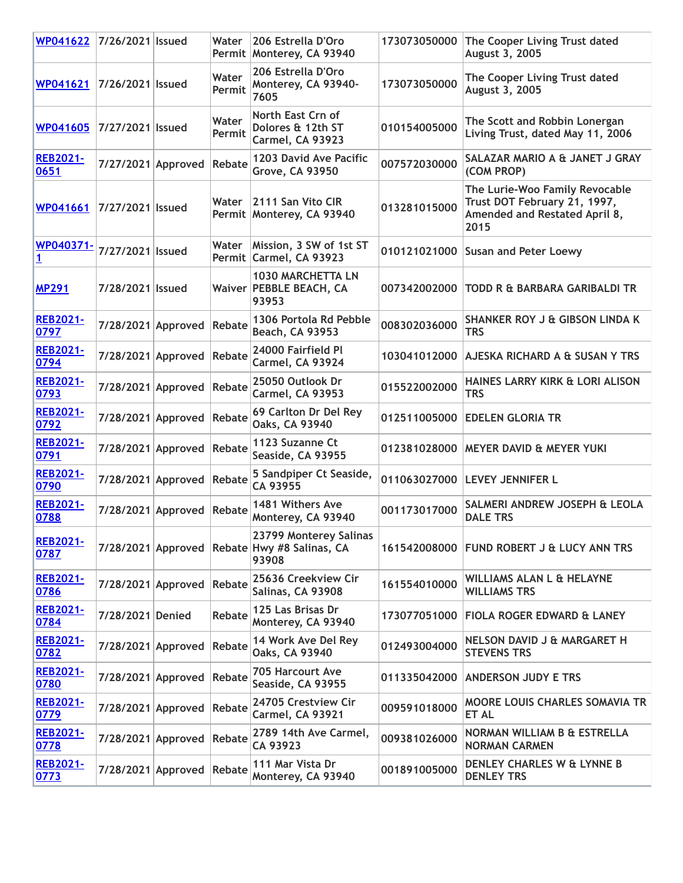| | | | | | | |
|---|---|---|---|---|---|---|
| WP041622 | 7/26/2021 | Issued | Water Permit | 206 Estrella D'Oro Monterey, CA 93940 | 173073050000 | The Cooper Living Trust dated August 3, 2005 |
| WP041621 | 7/26/2021 | Issued | Water Permit | 206 Estrella D'Oro Monterey, CA 93940-7605 | 173073050000 | The Cooper Living Trust dated August 3, 2005 |
| WP041605 | 7/27/2021 | Issued | Water Permit | North East Crn of Dolores & 12th ST Carmel, CA 93923 | 010154005000 | The Scott and Robbin Lonergan Living Trust, dated May 11, 2006 |
| REB2021-0651 | 7/27/2021 | Approved | Rebate | 1203 David Ave Pacific Grove, CA 93950 | 007572030000 | SALAZAR MARIO A & JANET J GRAY (COM PROP) |
| WP041661 | 7/27/2021 | Issued | Water Permit | 2111 San Vito CIR Monterey, CA 93940 | 013281015000 | The Lurie-Woo Family Revocable Trust DOT February 21, 1997, Amended and Restated April 8, 2015 |
| WP040371-1 | 7/27/2021 | Issued | Water Permit | Mission, 3 SW of 1st ST Carmel, CA 93923 | 010121021000 | Susan and Peter Loewy |
| MP291 | 7/28/2021 | Issued | Waiver | 1030 MARCHETTA LN PEBBLE BEACH, CA 93953 | 007342002000 | TODD R & BARBARA GARIBALDI TR |
| REB2021-0797 | 7/28/2021 | Approved | Rebate | 1306 Portola Rd Pebble Beach, CA 93953 | 008302036000 | SHANKER ROY J & GIBSON LINDA K TRS |
| REB2021-0794 | 7/28/2021 | Approved | Rebate | 24000 Fairfield Pl Carmel, CA 93924 | 103041012000 | AJESKA RICHARD A & SUSAN Y TRS |
| REB2021-0793 | 7/28/2021 | Approved | Rebate | 25050 Outlook Dr Carmel, CA 93953 | 015522002000 | HAINES LARRY KIRK & LORI ALISON TRS |
| REB2021-0792 | 7/28/2021 | Approved | Rebate | 69 Carlton Dr Del Rey Oaks, CA 93940 | 012511005000 | EDELEN GLORIA TR |
| REB2021-0791 | 7/28/2021 | Approved | Rebate | 1123 Suzanne Ct Seaside, CA 93955 | 012381028000 | MEYER DAVID & MEYER YUKI |
| REB2021-0790 | 7/28/2021 | Approved | Rebate | 5 Sandpiper Ct Seaside, CA 93955 | 011063027000 | LEVEY JENNIFER L |
| REB2021-0788 | 7/28/2021 | Approved | Rebate | 1481 Withers Ave Monterey, CA 93940 | 001173017000 | SALMERI ANDREW JOSEPH & LEOLA DALE TRS |
| REB2021-0787 | 7/28/2021 | Approved | Rebate | 23799 Monterey Salinas Hwy #8 Salinas, CA 93908 | 161542008000 | FUND ROBERT J & LUCY ANN TRS |
| REB2021-0786 | 7/28/2021 | Approved | Rebate | 25636 Creekview Cir Salinas, CA 93908 | 161554010000 | WILLIAMS ALAN L & HELAYNE WILLIAMS TRS |
| REB2021-0784 | 7/28/2021 | Denied | Rebate | 125 Las Brisas Dr Monterey, CA 93940 | 173077051000 | FIOLA ROGER EDWARD & LANEY |
| REB2021-0782 | 7/28/2021 | Approved | Rebate | 14 Work Ave Del Rey Oaks, CA 93940 | 012493004000 | NELSON DAVID J & MARGARET H STEVENS TRS |
| REB2021-0780 | 7/28/2021 | Approved | Rebate | 705 Harcourt Ave Seaside, CA 93955 | 011335042000 | ANDERSON JUDY E TRS |
| REB2021-0779 | 7/28/2021 | Approved | Rebate | 24705 Crestview Cir Carmel, CA 93921 | 009591018000 | MOORE LOUIS CHARLES SOMAVIA TR ET AL |
| REB2021-0778 | 7/28/2021 | Approved | Rebate | 2789 14th Ave Carmel, CA 93923 | 009381026000 | NORMAN WILLIAM B & ESTRELLA NORMAN CARMEN |
| REB2021-0773 | 7/28/2021 | Approved | Rebate | 111 Mar Vista Dr Monterey, CA 93940 | 001891005000 | DENLEY CHARLES W & LYNNE B DENLEY TRS |